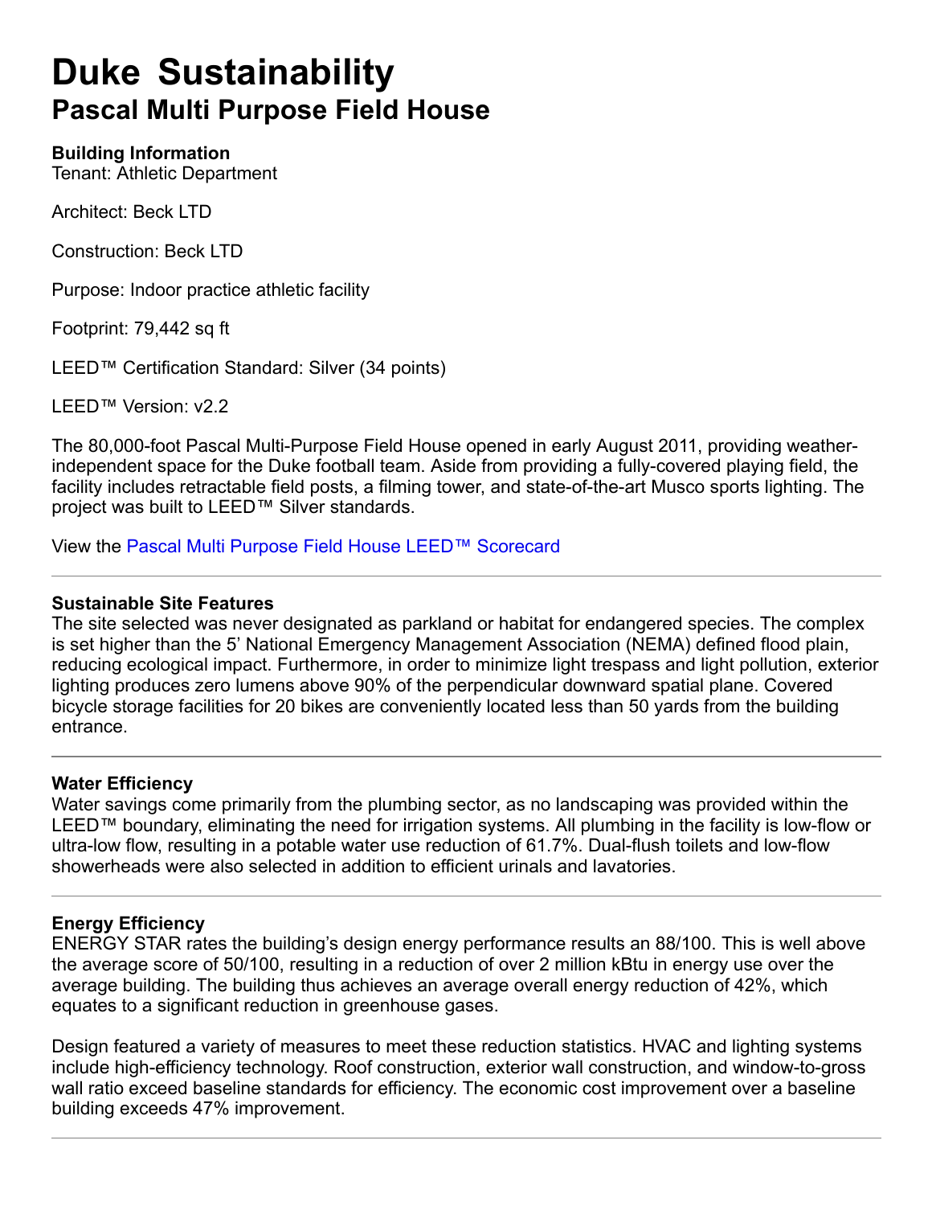# Duke Sustainability

## Pascal Multi Purpose Field House

**Building Information**

Tenant: Athletic Department

Architect: Beck LTD

Construction: Beck LTD

Purpose: Indoor practice athletic facility

Footprint: 79,442 sq ft

LEED™ Certification Standard: Silver (34 points)

LEED™ Version: v2.2

The 80,000-foot Pascal Multi-Purpose Field House opened in early August 2011, providing weather-independent space for the Duke football team. Aside from providing a fully-covered playing field, the facility includes retractable field posts, a filming tower, and state-of-the-art Musco sports lighting. The project was built to LEED™ Silver standards.

View the Pascal Multi Purpose Field House LEED™ Scorecard

---

**Sustainable Site Features**

The site selected was never designated as parkland or habitat for endangered species. The complex is set higher than the 5' National Emergency Management Association (NEMA) defined flood plain, reducing ecological impact. Furthermore, in order to minimize light trespass and light pollution, exterior lighting produces zero lumens above 90% of the perpendicular downward spatial plane. Covered bicycle storage facilities for 20 bikes are conveniently located less than 50 yards from the building entrance.

---

**Water Efficiency**

Water savings come primarily from the plumbing sector, as no landscaping was provided within the LEED™ boundary, eliminating the need for irrigation systems. All plumbing in the facility is low-flow or ultra-low flow, resulting in a potable water use reduction of 61.7%. Dual-flush toilets and low-flow showerheads were also selected in addition to efficient urinals and lavatories.

---

**Energy Efficiency**

ENERGY STAR rates the building's design energy performance results an 88/100. This is well above the average score of 50/100, resulting in a reduction of over 2 million kBtu in energy use over the average building. The building thus achieves an average overall energy reduction of 42%, which equates to a significant reduction in greenhouse gases.

Design featured a variety of measures to meet these reduction statistics. HVAC and lighting systems include high-efficiency technology. Roof construction, exterior wall construction, and window-to-gross wall ratio exceed baseline standards for efficiency. The economic cost improvement over a baseline building exceeds 47% improvement.

---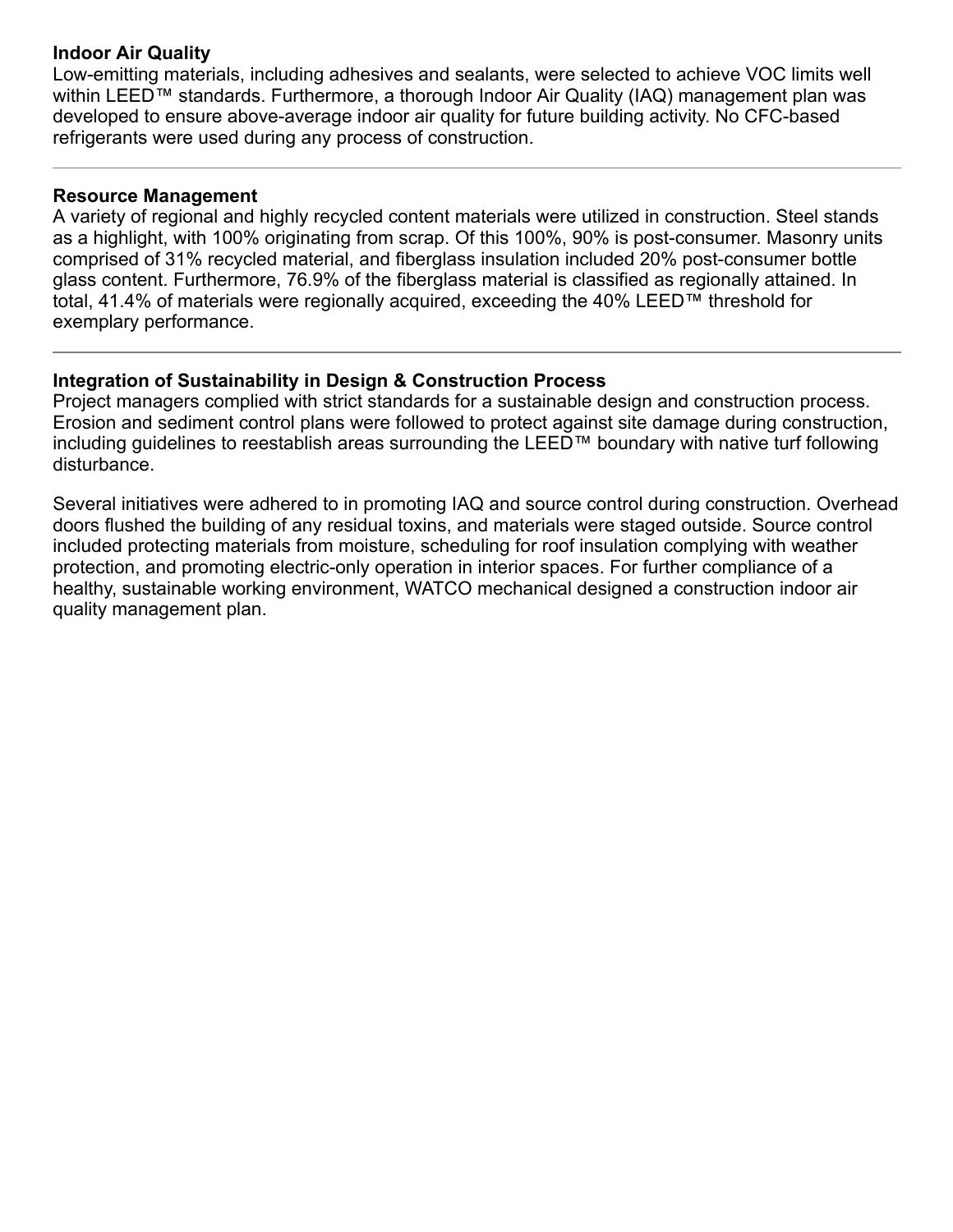**Indoor Air Quality**
Low-emitting materials, including adhesives and sealants, were selected to achieve VOC limits well within LEED™ standards. Furthermore, a thorough Indoor Air Quality (IAQ) management plan was developed to ensure above-average indoor air quality for future building activity. No CFC-based refrigerants were used during any process of construction.

---

**Resource Management**
A variety of regional and highly recycled content materials were utilized in construction. Steel stands as a highlight, with 100% originating from scrap. Of this 100%, 90% is post-consumer. Masonry units comprised of 31% recycled material, and fiberglass insulation included 20% post-consumer bottle glass content. Furthermore, 76.9% of the fiberglass material is classified as regionally attained. In total, 41.4% of materials were regionally acquired, exceeding the 40% LEED™ threshold for exemplary performance.

---

**Integration of Sustainability in Design & Construction Process**
Project managers complied with strict standards for a sustainable design and construction process. Erosion and sediment control plans were followed to protect against site damage during construction, including guidelines to reestablish areas surrounding the LEED™ boundary with native turf following disturbance.

Several initiatives were adhered to in promoting IAQ and source control during construction. Overhead doors flushed the building of any residual toxins, and materials were staged outside. Source control included protecting materials from moisture, scheduling for roof insulation complying with weather protection, and promoting electric-only operation in interior spaces. For further compliance of a healthy, sustainable working environment, WATCO mechanical designed a construction indoor air quality management plan.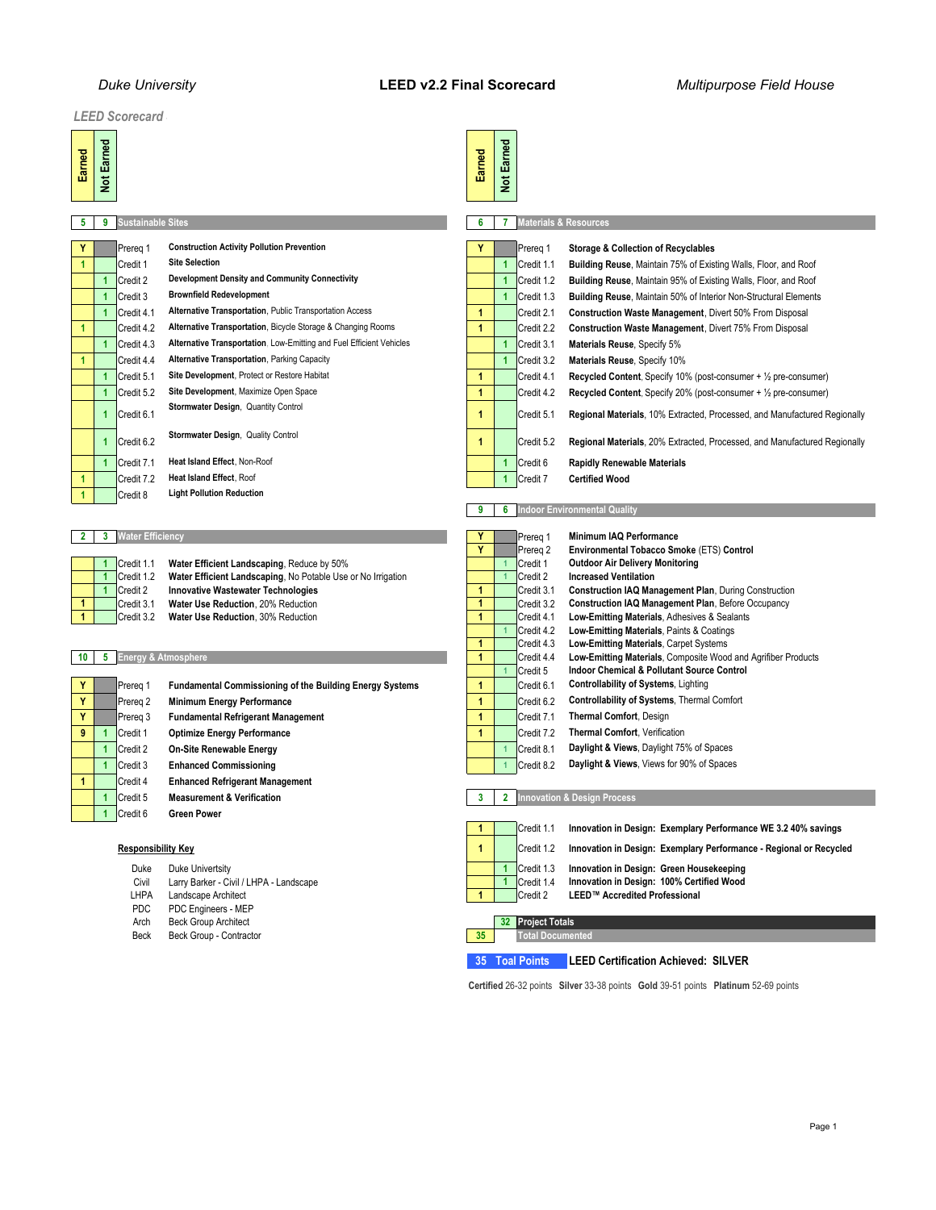*Duke University* **LEED v2.2 Final Scorecard** *Multipurpose Field House*

## *LEED Scorecard*

### Sustainable Sites

| Earned | Not Earned | | |
|---|---|---|---|
| 5 | 9 | | **Sustainable Sites** |
| Y | | Prereq 1 | **Construction Activity Pollution Prevention** |
| 1 | | Credit 1 | **Site Selection** |
| | 1 | Credit 2 | **Development Density and Community Connectivity** |
| | 1 | Credit 3 | **Brownfield Redevelopment** |
| | 1 | Credit 4.1 | **Alternative Transportation**, Public Transportation Access |
| 1 | | Credit 4.2 | **Alternative Transportation**, Bicycle Storage & Changing Rooms |
| | 1 | Credit 4.3 | **Alternative Transportation**, Low-Emitting and Fuel Efficient Vehicles |
| 1 | | Credit 4.4 | **Alternative Transportation**, Parking Capacity |
| | 1 | Credit 5.1 | **Site Development**, Protect or Restore Habitat |
| | 1 | Credit 5.2 | **Site Development**, Maximize Open Space |
| | 1 | Credit 6.1 | **Stormwater Design**, Quantity Control |
| | 1 | Credit 6.2 | **Stormwater Design**, Quality Control |
| | 1 | Credit 7.1 | **Heat Island Effect**, Non-Roof |
| 1 | | Credit 7.2 | **Heat Island Effect**, Roof |
| 1 | | Credit 8 | **Light Pollution Reduction** |

### Water Efficiency

| Earned | Not Earned | | |
|---|---|---|---|
| 2 | 3 | | **Water Efficiency** |
| | 1 | Credit 1.1 | **Water Efficient Landscaping**, Reduce by 50% |
| | 1 | Credit 1.2 | **Water Efficient Landscaping**, No Potable Use or No Irrigation |
| | 1 | Credit 2 | **Innovative Wastewater Technologies** |
| 1 | | Credit 3.1 | **Water Use Reduction**, 20% Reduction |
| 1 | | Credit 3.2 | **Water Use Reduction**, 30% Reduction |

### Energy & Atmosphere

| Earned | Not Earned | | |
|---|---|---|---|
| 10 | 5 | | **Energy & Atmosphere** |
| Y | | Prereq 1 | **Fundamental Commissioning of the Building Energy Systems** |
| Y | | Prereq 2 | **Minimum Energy Performance** |
| Y | | Prereq 3 | **Fundamental Refrigerant Management** |
| 9 | 1 | Credit 1 | **Optimize Energy Performance** |
| | 1 | Credit 2 | **On-Site Renewable Energy** |
| | 1 | Credit 3 | **Enhanced Commissioning** |
| 1 | | Credit 4 | **Enhanced Refrigerant Management** |
| | 1 | Credit 5 | **Measurement & Verification** |
| | 1 | Credit 6 | **Green Power** |

**Responsibility Key**

| | |
|---|---|
| Duke | Duke Univertsity |
| Civil | Larry Barker - Civil / LHPA - Landscape |
| LHPA | Landscape Architect |
| PDC | PDC Engineers - MEP |
| Arch | Beck Group Architect |
| Beck | Beck Group - Contractor |

### Materials & Resources

| Earned | Not Earned | | |
|---|---|---|---|
| 6 | 7 | | **Materials & Resources** |
| Y | | Prereq 1 | **Storage & Collection of Recyclables** |
| | 1 | Credit 1.1 | **Building Reuse**, Maintain 75% of Existing Walls, Floor, and Roof |
| | 1 | Credit 1.2 | **Building Reuse**, Maintain 95% of Existing Walls, Floor, and Roof |
| | 1 | Credit 1.3 | **Building Reuse**, Maintain 50% of Interior Non-Structural Elements |
| 1 | | Credit 2.1 | **Construction Waste Management**, Divert 50% From Disposal |
| 1 | | Credit 2.2 | **Construction Waste Management**, Divert 75% From Disposal |
| | 1 | Credit 3.1 | **Materials Reuse**, Specify 5% |
| | 1 | Credit 3.2 | **Materials Reuse**, Specify 10% |
| 1 | | Credit 4.1 | **Recycled Content**, Specify 10% (post-consumer + ½ pre-consumer) |
| 1 | | Credit 4.2 | **Recycled Content**, Specify 20% (post-consumer + ½ pre-consumer) |
| 1 | | Credit 5.1 | **Regional Materials**, 10% Extracted, Processed, and Manufactured Regionally |
| 1 | | Credit 5.2 | **Regional Materials**, 20% Extracted, Processed, and Manufactured Regionally |
| | 1 | Credit 6 | **Rapidly Renewable Materials** |
| | 1 | Credit 7 | **Certified Wood** |

### Indoor Environmental Quality

| Earned | Not Earned | | |
|---|---|---|---|
| 9 | 6 | | **Indoor Environmental Quality** |
| Y | | Prereq 1 | **Minimum IAQ Performance** |
| Y | | Prereq 2 | **Environmental Tobacco Smoke** (ETS) **Control** |
| | 1 | Credit 1 | **Outdoor Air Delivery Monitoring** |
| | 1 | Credit 2 | **Increased Ventilation** |
| 1 | | Credit 3.1 | **Construction IAQ Management Plan**, During Construction |
| 1 | | Credit 3.2 | **Construction IAQ Management Plan**, Before Occupancy |
| 1 | | Credit 4.1 | **Low-Emitting Materials**, Adhesives & Sealants |
| | 1 | Credit 4.2 | **Low-Emitting Materials**, Paints & Coatings |
| 1 | | Credit 4.3 | **Low-Emitting Materials**, Carpet Systems |
| 1 | | Credit 4.4 | **Low-Emitting Materials**, Composite Wood and Agrifiber Products |
| | 1 | Credit 5 | **Indoor Chemical & Pollutant Source Control** |
| 1 | | Credit 6.1 | **Controllability of Systems**, Lighting |
| 1 | | Credit 6.2 | **Controllability of Systems**, Thermal Comfort |
| 1 | | Credit 7.1 | **Thermal Comfort**, Design |
| 1 | | Credit 7.2 | **Thermal Comfort**, Verification |
| | 1 | Credit 8.1 | **Daylight & Views**, Daylight 75% of Spaces |
| | 1 | Credit 8.2 | **Daylight & Views**, Views for 90% of Spaces |

### Innovation & Design Process

| Earned | Not Earned | | |
|---|---|---|---|
| 3 | 2 | | **Innovation & Design Process** |
| 1 | | Credit 1.1 | **Innovation in Design: Exemplary Performance WE 3.2 40% savings** |
| 1 | | Credit 1.2 | **Innovation in Design: Exemplary Performance - Regional or Recycled** |
| | 1 | Credit 1.3 | **Innovation in Design: Green Housekeeping** |
| | 1 | Credit 1.4 | **Innovation in Design: 100% Certified Wood** |
| 1 | | Credit 2 | **LEED™ Accredited Professional** |
| | 32 | | **Project Totals** |
| 35 | | | **Total Documented** |

**35 Toal Points** **LEED Certification Achieved: SILVER**

**Certified** 26-32 points **Silver** 33-38 points **Gold** 39-51 points **Platinum** 52-69 points